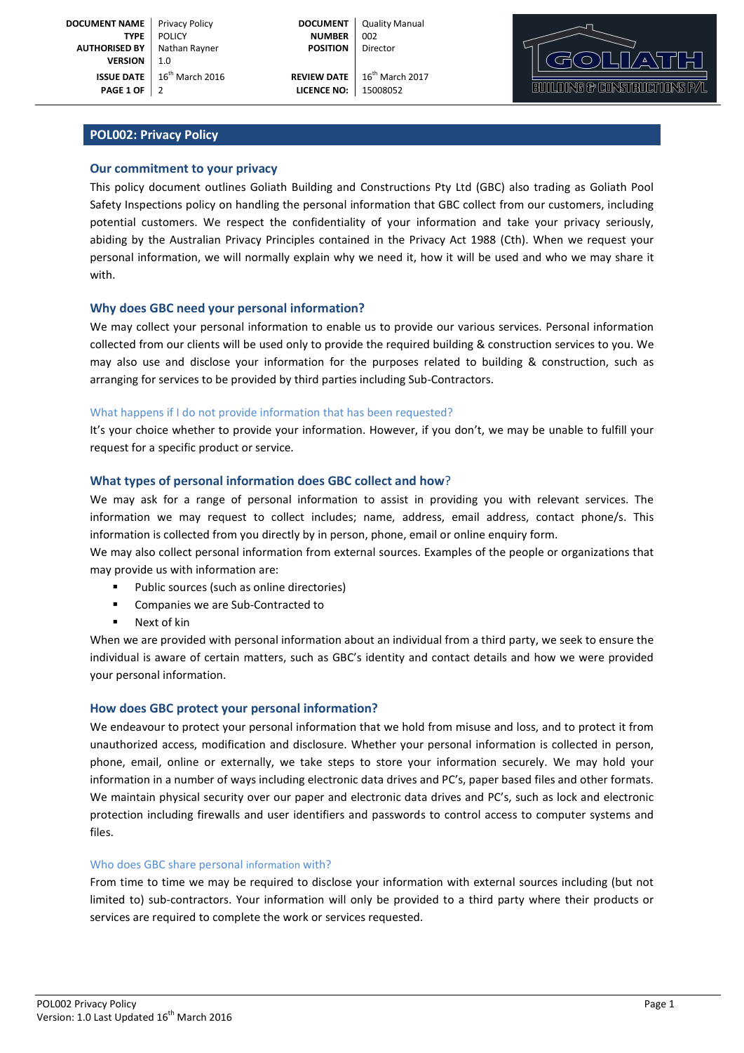| DOCUMENT NAME | Privacy Policy | DOCUMENT | Quality Manual |
|---|---|---|---|
| TYPE | POLICY | NUMBER | 002 |
| AUTHORISED BY | Nathan Rayner | POSITION | Director |
| VERSION | 1.0 | | |
| ISSUE DATE | 16th March 2016 | REVIEW DATE | 16th March 2017 |
| PAGE 1 OF | 2 | LICENCE NO: | 15008052 |

## POL002: Privacy Policy

### Our commitment to your privacy

This policy document outlines Goliath Building and Constructions Pty Ltd (GBC) also trading as Goliath Pool Safety Inspections policy on handling the personal information that GBC collect from our customers, including potential customers. We respect the confidentiality of your information and take your privacy seriously, abiding by the Australian Privacy Principles contained in the Privacy Act 1988 (Cth). When we request your personal information, we will normally explain why we need it, how it will be used and who we may share it with.

### Why does GBC need your personal information?

We may collect your personal information to enable us to provide our various services. Personal information collected from our clients will be used only to provide the required building & construction services to you. We may also use and disclose your information for the purposes related to building & construction, such as arranging for services to be provided by third parties including Sub-Contractors.

#### What happens if I do not provide information that has been requested?

It's your choice whether to provide your information. However, if you don't, we may be unable to fulfill your request for a specific product or service.

### What types of personal information does GBC collect and how?

We may ask for a range of personal information to assist in providing you with relevant services. The information we may request to collect includes; name, address, email address, contact phone/s. This information is collected from you directly by in person, phone, email or online enquiry form.

We may also collect personal information from external sources. Examples of the people or organizations that may provide us with information are:

- Public sources (such as online directories)
- Companies we are Sub-Contracted to
- Next of kin

When we are provided with personal information about an individual from a third party, we seek to ensure the individual is aware of certain matters, such as GBC's identity and contact details and how we were provided your personal information.

### How does GBC protect your personal information?

We endeavour to protect your personal information that we hold from misuse and loss, and to protect it from unauthorized access, modification and disclosure. Whether your personal information is collected in person, phone, email, online or externally, we take steps to store your information securely. We may hold your information in a number of ways including electronic data drives and PC's, paper based files and other formats. We maintain physical security over our paper and electronic data drives and PC's, such as lock and electronic protection including firewalls and user identifiers and passwords to control access to computer systems and files.

#### Who does GBC share personal information with?

From time to time we may be required to disclose your information with external sources including (but not limited to) sub-contractors. Your information will only be provided to a third party where their products or services are required to complete the work or services requested.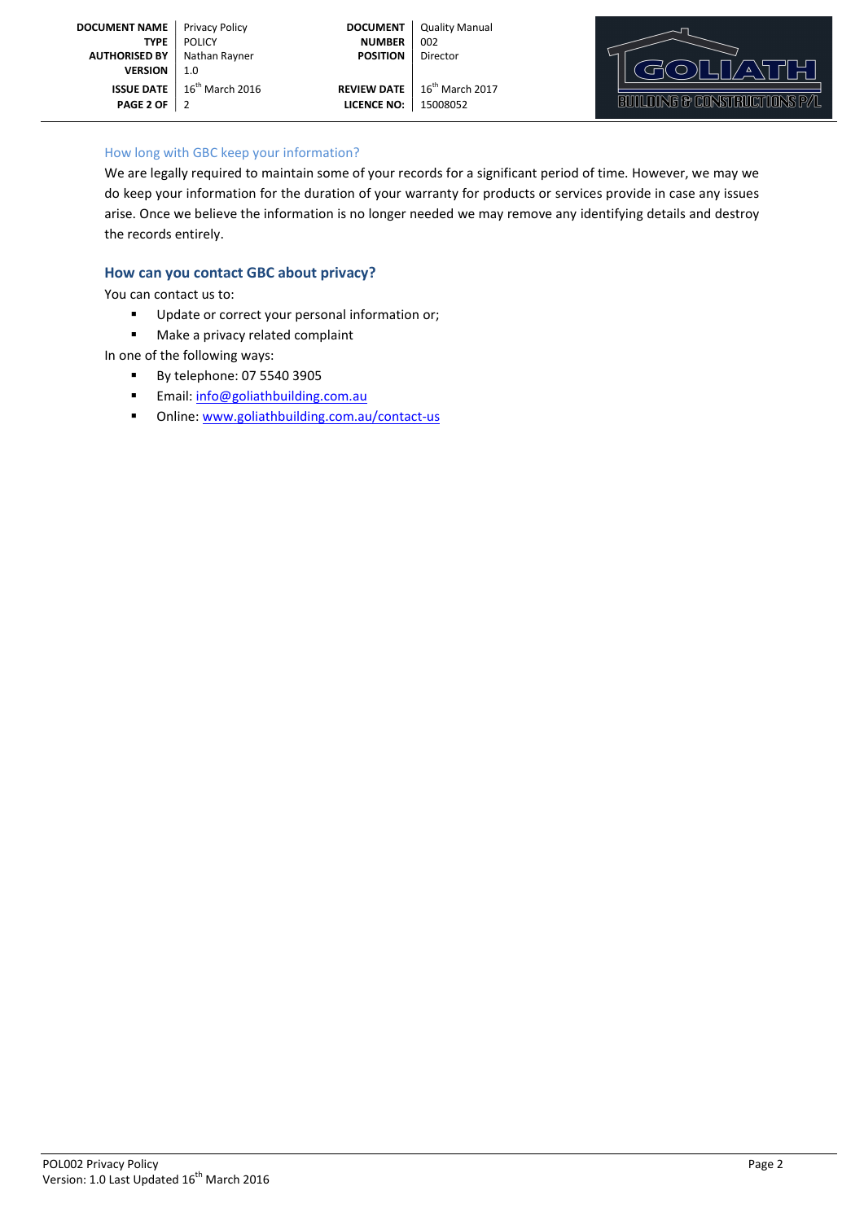### How long with GBC keep your information?

We are legally required to maintain some of your records for a significant period of time. However, we may we do keep your information for the duration of your warranty for products or services provide in case any issues arise. Once we believe the information is no longer needed we may remove any identifying details and destroy the records entirely.

## How can you contact GBC about privacy?

You can contact us to:

- Update or correct your personal information or;
- Make a privacy related complaint

In one of the following ways:

- By telephone: 07 5540 3905
- Email: info@goliathbuilding.com.au
- Online: www.goliathbuilding.com.au/contact-us